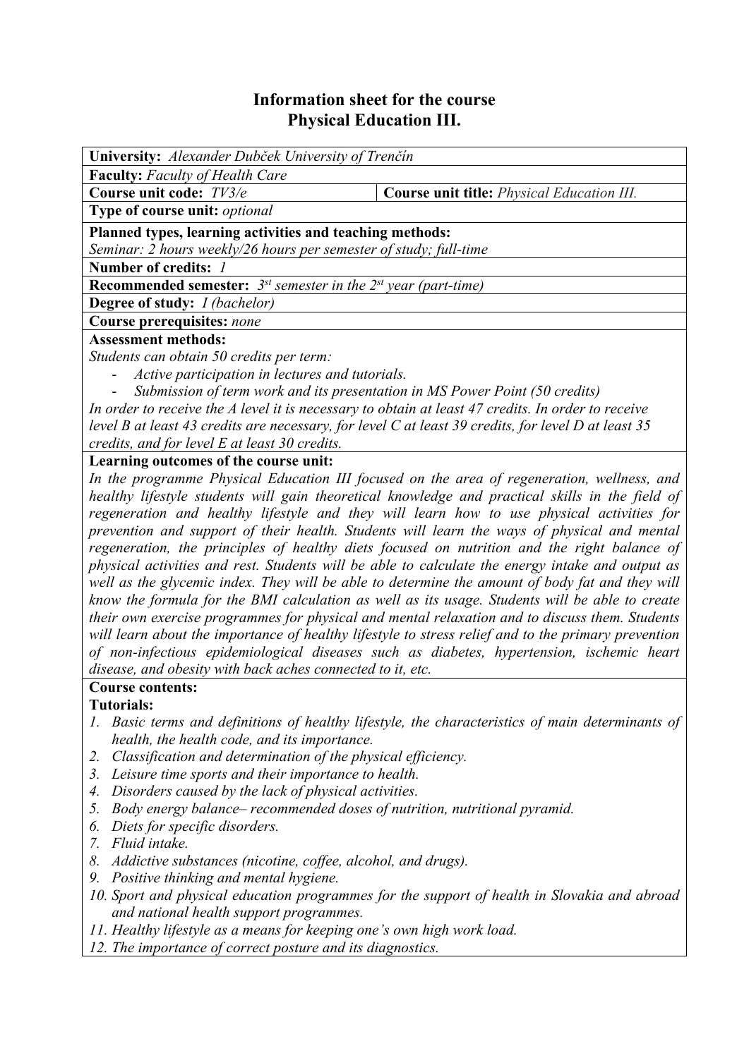# Information sheet for the course
# Physical Education III.

**University:** *Alexander Dubček University of Trenčín*

**Faculty:** *Faculty of Health Care*

**Course unit code:** *TV3/e*

**Course unit title:** *Physical Education III.*

**Type of course unit:** *optional*

**Planned types, learning activities and teaching methods:**
*Seminar: 2 hours weekly/26 hours per semester of study; full-time*

**Number of credits:** *1*

**Recommended semester:** *3st semester in the 2st year (part-time)*

**Degree of study:** *I (bachelor)*

**Course prerequisites:** *none*

**Assessment methods:**
*Students can obtain 50 credits per term:*

- *Active participation in lectures and tutorials.*
- *Submission of term work and its presentation in MS Power Point (50 credits)*

*In order to receive the A level it is necessary to obtain at least 47 credits. In order to receive level B at least 43 credits are necessary, for level C at least 39 credits, for level D at least 35 credits, and for level E at least 30 credits.*

**Learning outcomes of the course unit:**
*In the programme Physical Education III focused on the area of regeneration, wellness, and healthy lifestyle students will gain theoretical knowledge and practical skills in the field of regeneration and healthy lifestyle and they will learn how to use physical activities for prevention and support of their health. Students will learn the ways of physical and mental regeneration, the principles of healthy diets focused on nutrition and the right balance of physical activities and rest. Students will be able to calculate the energy intake and output as well as the glycemic index. They will be able to determine the amount of body fat and they will know the formula for the BMI calculation as well as its usage. Students will be able to create their own exercise programmes for physical and mental relaxation and to discuss them. Students will learn about the importance of healthy lifestyle to stress relief and to the primary prevention of non-infectious epidemiological diseases such as diabetes, hypertension, ischemic heart disease, and obesity with back aches connected to it, etc.*

**Course contents:**

**Tutorials:**

1. *Basic terms and definitions of healthy lifestyle, the characteristics of main determinants of health, the health code, and its importance.*
2. *Classification and determination of the physical efficiency.*
3. *Leisure time sports and their importance to health.*
4. *Disorders caused by the lack of physical activities.*
5. *Body energy balance– recommended doses of nutrition, nutritional pyramid.*
6. *Diets for specific disorders.*
7. *Fluid intake.*
8. *Addictive substances (nicotine, coffee, alcohol, and drugs).*
9. *Positive thinking and mental hygiene.*
10. *Sport and physical education programmes for the support of health in Slovakia and abroad and national health support programmes.*
11. *Healthy lifestyle as a means for keeping one's own high work load.*
12. *The importance of correct posture and its diagnostics.*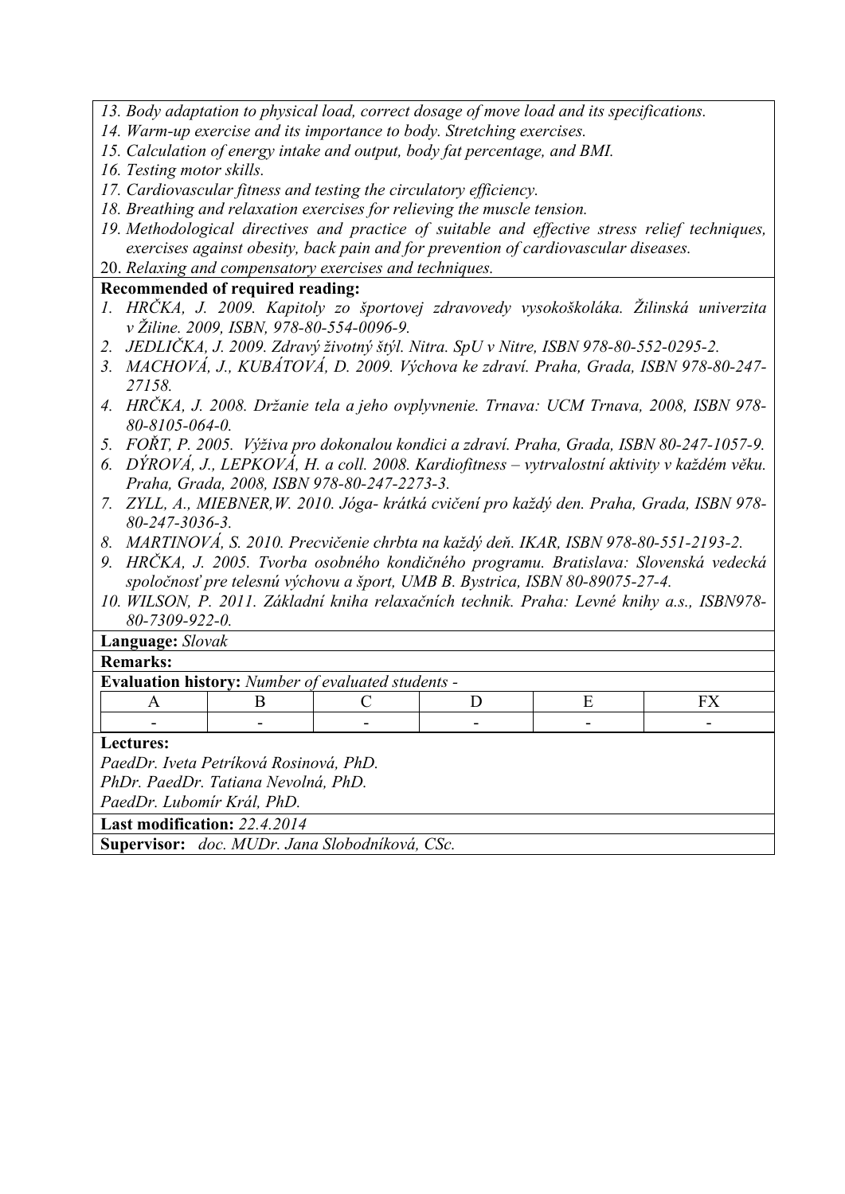13. *Body adaptation to physical load, correct dosage of move load and its specifications.*
14. *Warm-up exercise and its importance to body. Stretching exercises.*
15. *Calculation of energy intake and output, body fat percentage, and BMI.*
16. *Testing motor skills.*
17. *Cardiovascular fitness and testing the circulatory efficiency.*
18. *Breathing and relaxation exercises for relieving the muscle tension.*
19. *Methodological directives and practice of suitable and effective stress relief techniques, exercises against obesity, back pain and for prevention of cardiovascular diseases.*
20. *Relaxing and compensatory exercises and techniques.*

**Recommended of required reading:**

1. *HRČKA, J. 2009. Kapitoly zo športovej zdravovedy vysokoškoláka. Žilinská univerzita v Žiline. 2009, ISBN, 978-80-554-0096-9.*
2. *JEDLIČKA, J. 2009. Zdravý životný štýl. Nitra. SpU v Nitre, ISBN 978-80-552-0295-2.*
3. *MACHOVÁ, J., KUBÁTOVÁ, D. 2009. Výchova ke zdraví. Praha, Grada, ISBN 978-80-247-27158.*
4. *HRČKA, J. 2008. Držanie tela a jeho ovplyvnenie. Trnava: UCM Trnava, 2008, ISBN 978-80-8105-064-0.*
5. *FOŘT, P. 2005. Výživa pro dokonalou kondici a zdraví. Praha, Grada, ISBN 80-247-1057-9.*
6. *DÝROVÁ, J., LEPKOVÁ, H. a coll. 2008. Kardiofitness – vytrvalostní aktivity v každém věku. Praha, Grada, 2008, ISBN 978-80-247-2273-3.*
7. *ZYLL, A., MIEBNER,W. 2010. Jóga- krátká cvičení pro každý den. Praha, Grada, ISBN 978-80-247-3036-3.*
8. *MARTINOVÁ, S. 2010. Precvičenie chrbta na každý deň. IKAR, ISBN 978-80-551-2193-2.*
9. *HRČKA, J. 2005. Tvorba osobného kondičného programu. Bratislava: Slovenská vedecká spoločnosť pre telesnú výchovu a šport, UMB B. Bystrica, ISBN 80-89075-27-4.*
10. *WILSON, P. 2011. Základní kniha relaxačních technik. Praha: Levné knihy a.s., ISBN978-80-7309-922-0.*

**Language:** *Slovak*

**Remarks:**

**Evaluation history:** *Number of evaluated students -*

| A | B | C | D | E | FX |
|---|---|---|---|---|---|
| - | - | - | - | - | - |

**Lectures:**

*PaedDr. Iveta Petríková Rosinová, PhD.*
*PhDr. PaedDr. Tatiana Nevolná, PhD.*
*PaedDr. Lubomír Král, PhD.*

**Last modification:** *22.4.2014*

**Supervisor:** *doc. MUDr. Jana Slobodníková, CSc.*